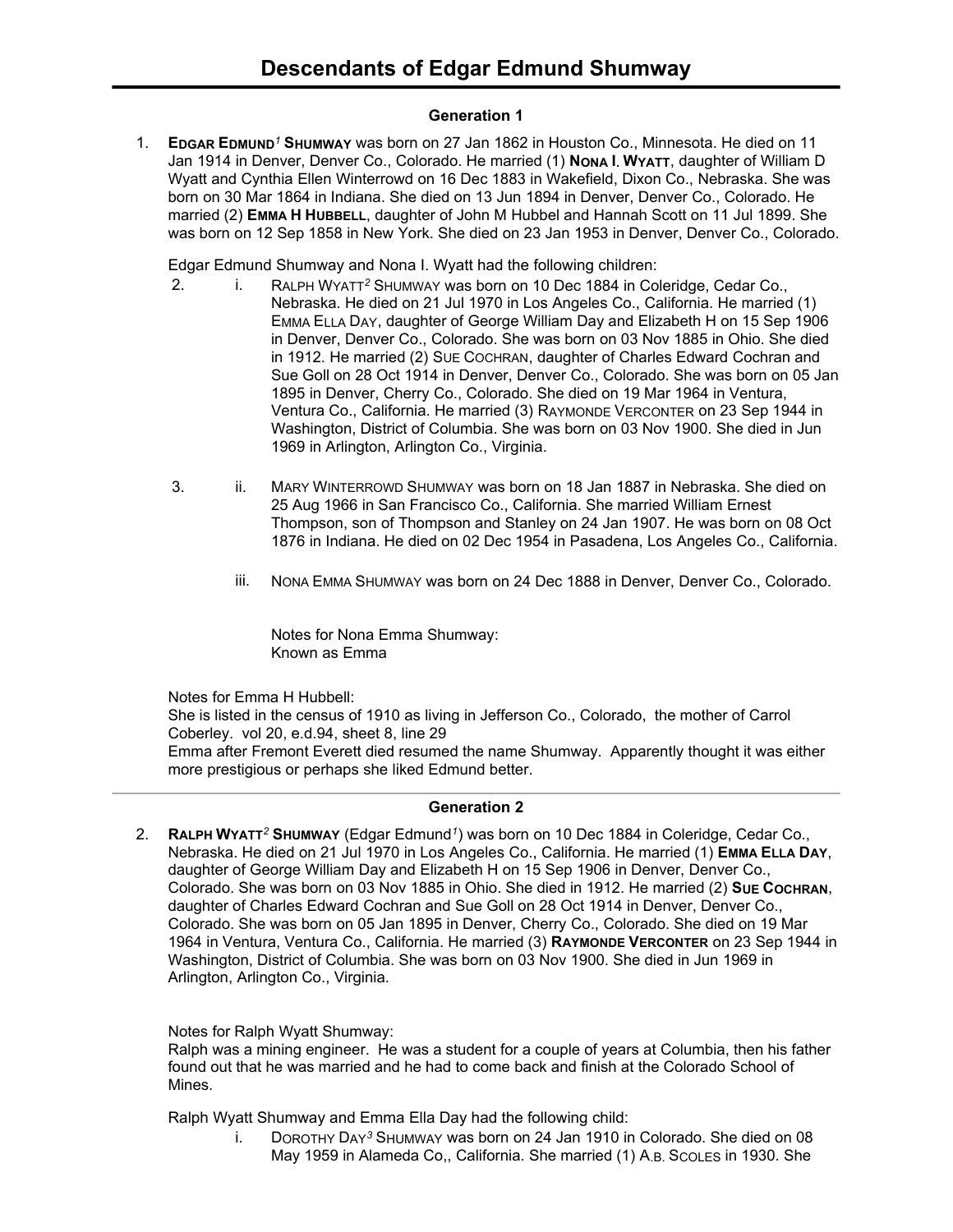# Descendants of Edgar Edmund Shumway

## Generation 1

1. **EDGAR EDMUND[1] SHUMWAY** was born on 27 Jan 1862 in Houston Co., Minnesota. He died on 11 Jan 1914 in Denver, Denver Co., Colorado. He married (1) **NONA I. WYATT**, daughter of William D Wyatt and Cynthia Ellen Winterrowd on 16 Dec 1883 in Wakefield, Dixon Co., Nebraska. She was born on 30 Mar 1864 in Indiana. She died on 13 Jun 1894 in Denver, Denver Co., Colorado. He married (2) **EMMA H HUBBELL**, daughter of John M Hubbel and Hannah Scott on 11 Jul 1899. She was born on 12 Sep 1858 in New York. She died on 23 Jan 1953 in Denver, Denver Co., Colorado.

   Edgar Edmund Shumway and Nona I. Wyatt had the following children:

   2. i. RALPH WYATT[2] SHUMWAY was born on 10 Dec 1884 in Coleridge, Cedar Co., Nebraska. He died on 21 Jul 1970 in Los Angeles Co., California. He married (1) EMMA ELLA DAY, daughter of George William Day and Elizabeth H on 15 Sep 1906 in Denver, Denver Co., Colorado. She was born on 03 Nov 1885 in Ohio. She died in 1912. He married (2) SUE COCHRAN, daughter of Charles Edward Cochran and Sue Goll on 28 Oct 1914 in Denver, Denver Co., Colorado. She was born on 05 Jan 1895 in Denver, Cherry Co., Colorado. She died on 19 Mar 1964 in Ventura, Ventura Co., California. He married (3) RAYMONDE VERCONTER on 23 Sep 1944 in Washington, District of Columbia. She was born on 03 Nov 1900. She died in Jun 1969 in Arlington, Arlington Co., Virginia.

   3. ii. MARY WINTERROWD SHUMWAY was born on 18 Jan 1887 in Nebraska. She died on 25 Aug 1966 in San Francisco Co., California. She married William Ernest Thompson, son of Thompson and Stanley on 24 Jan 1907. He was born on 08 Oct 1876 in Indiana. He died on 02 Dec 1954 in Pasadena, Los Angeles Co., California.

   iii. NONA EMMA SHUMWAY was born on 24 Dec 1888 in Denver, Denver Co., Colorado.

   Notes for Nona Emma Shumway:
   Known as Emma

   Notes for Emma H Hubbell:
   She is listed in the census of 1910 as living in Jefferson Co., Colorado, the mother of Carrol Coberley. vol 20, e.d.94, sheet 8, line 29
   Emma after Fremont Everett died resumed the name Shumway. Apparently thought it was either more prestigious or perhaps she liked Edmund better.

---

## Generation 2

2. **RALPH WYATT[2] SHUMWAY** (Edgar Edmund[1]) was born on 10 Dec 1884 in Coleridge, Cedar Co., Nebraska. He died on 21 Jul 1970 in Los Angeles Co., California. He married (1) **EMMA ELLA DAY**, daughter of George William Day and Elizabeth H on 15 Sep 1906 in Denver, Denver Co., Colorado. She was born on 03 Nov 1885 in Ohio. She died in 1912. He married (2) **SUE COCHRAN**, daughter of Charles Edward Cochran and Sue Goll on 28 Oct 1914 in Denver, Denver Co., Colorado. She was born on 05 Jan 1895 in Denver, Cherry Co., Colorado. She died on 19 Mar 1964 in Ventura, Ventura Co., California. He married (3) **RAYMONDE VERCONTER** on 23 Sep 1944 in Washington, District of Columbia. She was born on 03 Nov 1900. She died in Jun 1969 in Arlington, Arlington Co., Virginia.

   Notes for Ralph Wyatt Shumway:
   Ralph was a mining engineer. He was a student for a couple of years at Columbia, then his father found out that he was married and he had to come back and finish at the Colorado School of Mines.

   Ralph Wyatt Shumway and Emma Ella Day had the following child:

   i. DOROTHY DAY[3] SHUMWAY was born on 24 Jan 1910 in Colorado. She died on 08 May 1959 in Alameda Co,, California. She married (1) A.B. SCOLES in 1930. She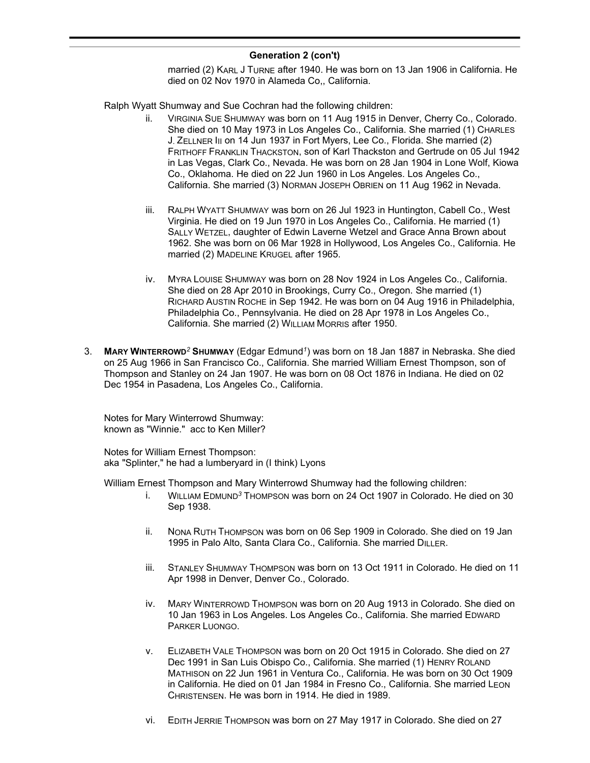## Generation 2 (con't)

married (2) Karl J Turne after 1940. He was born on 13 Jan 1906 in California. He died on 02 Nov 1970 in Alameda Co,, California.

Ralph Wyatt Shumway and Sue Cochran had the following children:

ii. Virginia Sue Shumway was born on 11 Aug 1915 in Denver, Cherry Co., Colorado. She died on 10 May 1973 in Los Angeles Co., California. She married (1) Charles J. Zellner Iii on 14 Jun 1937 in Fort Myers, Lee Co., Florida. She married (2) Frithoff Franklin Thackston, son of Karl Thackston and Gertrude on 05 Jul 1942 in Las Vegas, Clark Co., Nevada. He was born on 28 Jan 1904 in Lone Wolf, Kiowa Co., Oklahoma. He died on 22 Jun 1960 in Los Angeles. Los Angeles Co., California. She married (3) Norman Joseph Obrien on 11 Aug 1962 in Nevada.

iii. Ralph Wyatt Shumway was born on 26 Jul 1923 in Huntington, Cabell Co., West Virginia. He died on 19 Jun 1970 in Los Angeles Co., California. He married (1) Sally Wetzel, daughter of Edwin Laverne Wetzel and Grace Anna Brown about 1962. She was born on 06 Mar 1928 in Hollywood, Los Angeles Co., California. He married (2) Madeline Krugel after 1965.

iv. Myra Louise Shumway was born on 28 Nov 1924 in Los Angeles Co., California. She died on 28 Apr 2010 in Brookings, Curry Co., Oregon. She married (1) Richard Austin Roche in Sep 1942. He was born on 04 Aug 1916 in Philadelphia, Philadelphia Co., Pennsylvania. He died on 28 Apr 1978 in Los Angeles Co., California. She married (2) William Morris after 1950.

3. **Mary Winterrowd[2] Shumway** (Edgar Edmund[1]) was born on 18 Jan 1887 in Nebraska. She died on 25 Aug 1966 in San Francisco Co., California. She married William Ernest Thompson, son of Thompson and Stanley on 24 Jan 1907. He was born on 08 Oct 1876 in Indiana. He died on 02 Dec 1954 in Pasadena, Los Angeles Co., California.

Notes for Mary Winterrowd Shumway:
known as "Winnie." acc to Ken Miller?

Notes for William Ernest Thompson:
aka "Splinter," he had a lumberyard in (I think) Lyons

William Ernest Thompson and Mary Winterrowd Shumway had the following children:

i. William Edmund[3] Thompson was born on 24 Oct 1907 in Colorado. He died on 30 Sep 1938.

ii. Nona Ruth Thompson was born on 06 Sep 1909 in Colorado. She died on 19 Jan 1995 in Palo Alto, Santa Clara Co., California. She married Diller.

iii. Stanley Shumway Thompson was born on 13 Oct 1911 in Colorado. He died on 11 Apr 1998 in Denver, Denver Co., Colorado.

iv. Mary Winterrowd Thompson was born on 20 Aug 1913 in Colorado. She died on 10 Jan 1963 in Los Angeles. Los Angeles Co., California. She married Edward Parker Luongo.

v. Elizabeth Vale Thompson was born on 20 Oct 1915 in Colorado. She died on 27 Dec 1991 in San Luis Obispo Co., California. She married (1) Henry Roland Mathison on 22 Jun 1961 in Ventura Co., California. He was born on 30 Oct 1909 in California. He died on 01 Jan 1984 in Fresno Co., California. She married Leon Christensen. He was born in 1914. He died in 1989.

vi. Edith Jerrie Thompson was born on 27 May 1917 in Colorado. She died on 27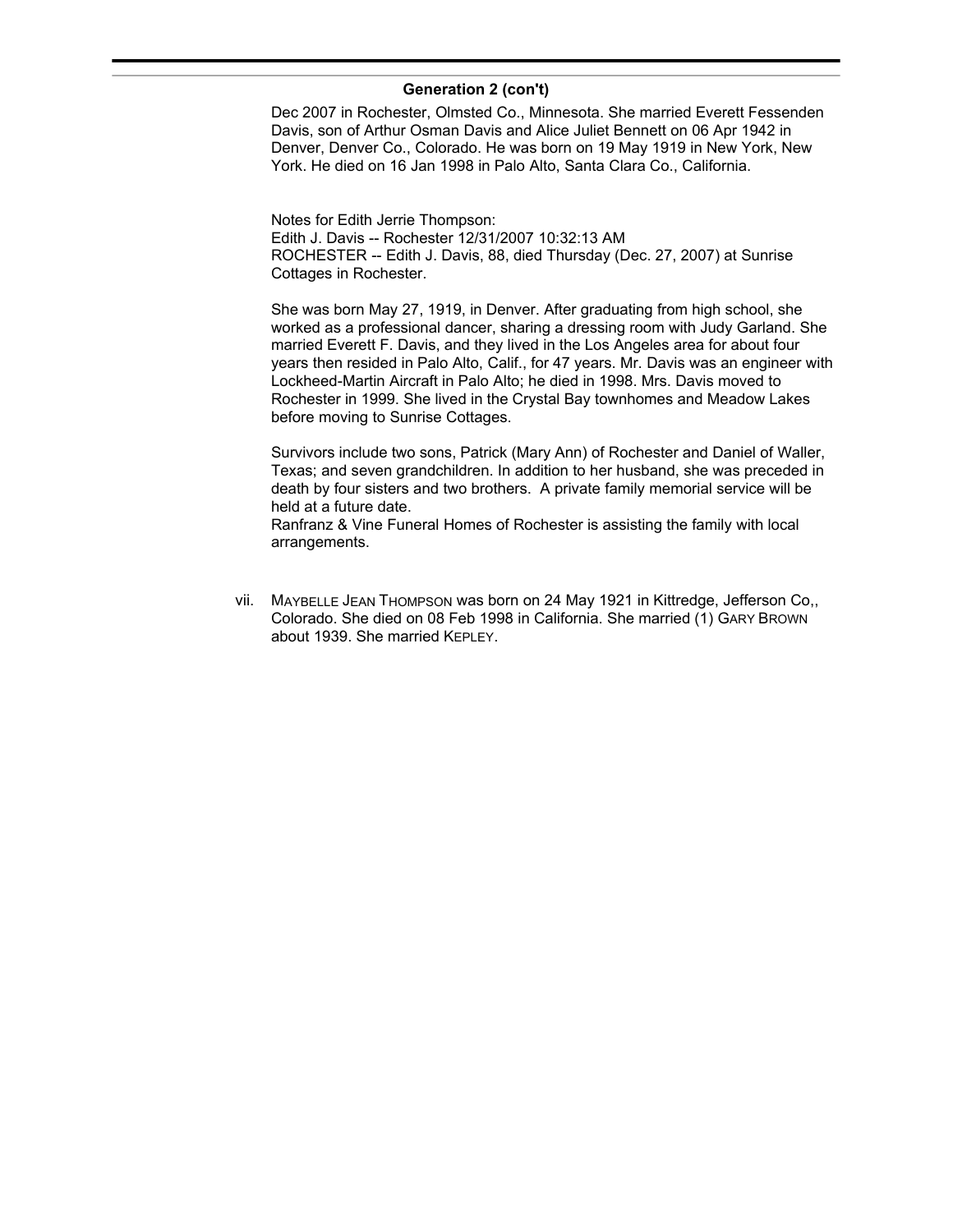### Generation 2 (con't)

Dec 2007 in Rochester, Olmsted Co., Minnesota. She married Everett Fessenden Davis, son of Arthur Osman Davis and Alice Juliet Bennett on 06 Apr 1942 in Denver, Denver Co., Colorado. He was born on 19 May 1919 in New York, New York. He died on 16 Jan 1998 in Palo Alto, Santa Clara Co., California.

Notes for Edith Jerrie Thompson:
Edith J. Davis -- Rochester 12/31/2007 10:32:13 AM
ROCHESTER -- Edith J. Davis, 88, died Thursday (Dec. 27, 2007) at Sunrise Cottages in Rochester.

She was born May 27, 1919, in Denver. After graduating from high school, she worked as a professional dancer, sharing a dressing room with Judy Garland. She married Everett F. Davis, and they lived in the Los Angeles area for about four years then resided in Palo Alto, Calif., for 47 years. Mr. Davis was an engineer with Lockheed-Martin Aircraft in Palo Alto; he died in 1998. Mrs. Davis moved to Rochester in 1999. She lived in the Crystal Bay townhomes and Meadow Lakes before moving to Sunrise Cottages.

Survivors include two sons, Patrick (Mary Ann) of Rochester and Daniel of Waller, Texas; and seven grandchildren. In addition to her husband, she was preceded in death by four sisters and two brothers. A private family memorial service will be held at a future date.
Ranfranz & Vine Funeral Homes of Rochester is assisting the family with local arrangements.

vii. MAYBELLE JEAN THOMPSON was born on 24 May 1921 in Kittredge, Jefferson Co,, Colorado. She died on 08 Feb 1998 in California. She married (1) GARY BROWN about 1939. She married KEPLEY.